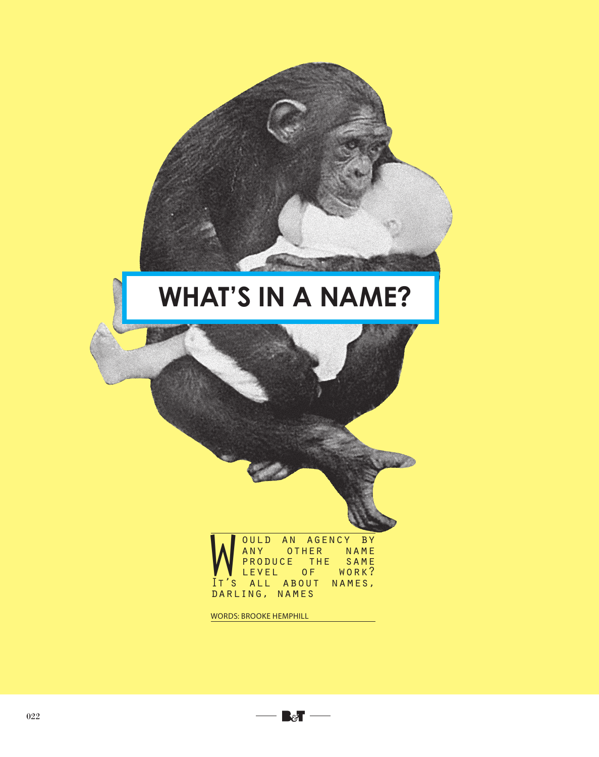# WHAT'S IN A NAME?

Would an agency by any other name produce the same level of work? It's all about names, darling, names

WORDS: BROOKE HEMPHILL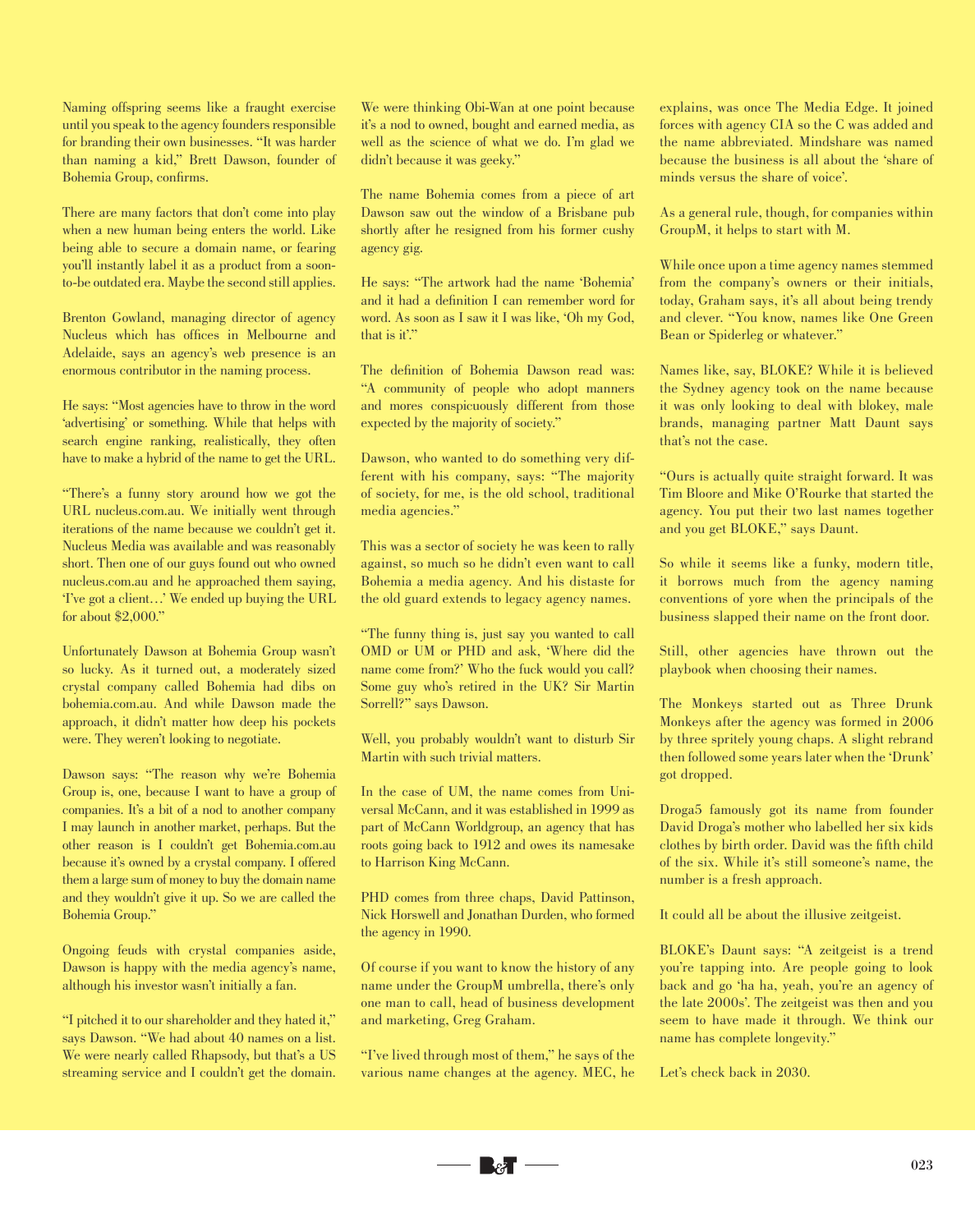Naming offspring seems like a fraught exercise until you speak to the agency founders responsible for branding their own businesses. "It was harder than naming a kid," Brett Dawson, founder of Bohemia Group, confirms.

There are many factors that don't come into play when a new human being enters the world. Like being able to secure a domain name, or fearing you'll instantly label it as a product from a soon-to-be outdated era. Maybe the second still applies.

Brenton Gowland, managing director of agency Nucleus which has offices in Melbourne and Adelaide, says an agency's web presence is an enormous contributor in the naming process.

He says: "Most agencies have to throw in the word 'advertising' or something. While that helps with search engine ranking, realistically, they often have to make a hybrid of the name to get the URL.

"There's a funny story around how we got the URL nucleus.com.au. We initially went through iterations of the name because we couldn't get it. Nucleus Media was available and was reasonably short. Then one of our guys found out who owned nucleus.com.au and he approached them saying, 'I've got a client…' We ended up buying the URL for about $2,000."

Unfortunately Dawson at Bohemia Group wasn't so lucky. As it turned out, a moderately sized crystal company called Bohemia had dibs on bohemia.com.au. And while Dawson made the approach, it didn't matter how deep his pockets were. They weren't looking to negotiate.

Dawson says: "The reason why we're Bohemia Group is, one, because I want to have a group of companies. It's a bit of a nod to another company I may launch in another market, perhaps. But the other reason is I couldn't get Bohemia.com.au because it's owned by a crystal company. I offered them a large sum of money to buy the domain name and they wouldn't give it up. So we are called the Bohemia Group."

Ongoing feuds with crystal companies aside, Dawson is happy with the media agency's name, although his investor wasn't initially a fan.

"I pitched it to our shareholder and they hated it," says Dawson. "We had about 40 names on a list. We were nearly called Rhapsody, but that's a US streaming service and I couldn't get the domain. We were thinking Obi-Wan at one point because it's a nod to owned, bought and earned media, as well as the science of what we do. I'm glad we didn't because it was geeky."

The name Bohemia comes from a piece of art Dawson saw out the window of a Brisbane pub shortly after he resigned from his former cushy agency gig.

He says: "The artwork had the name 'Bohemia' and it had a definition I can remember word for word. As soon as I saw it I was like, 'Oh my God, that is it'."

The definition of Bohemia Dawson read was: "A community of people who adopt manners and mores conspicuously different from those expected by the majority of society."

Dawson, who wanted to do something very different with his company, says: "The majority of society, for me, is the old school, traditional media agencies."

This was a sector of society he was keen to rally against, so much so he didn't even want to call Bohemia a media agency. And his distaste for the old guard extends to legacy agency names.

"The funny thing is, just say you wanted to call OMD or UM or PHD and ask, 'Where did the name come from?' Who the fuck would you call? Some guy who's retired in the UK? Sir Martin Sorrell?" says Dawson.

Well, you probably wouldn't want to disturb Sir Martin with such trivial matters.

In the case of UM, the name comes from Universal McCann, and it was established in 1999 as part of McCann Worldgroup, an agency that has roots going back to 1912 and owes its namesake to Harrison King McCann.

PHD comes from three chaps, David Pattinson, Nick Horswell and Jonathan Durden, who formed the agency in 1990.

Of course if you want to know the history of any name under the GroupM umbrella, there's only one man to call, head of business development and marketing, Greg Graham.

"I've lived through most of them," he says of the various name changes at the agency. MEC, he explains, was once The Media Edge. It joined forces with agency CIA so the C was added and the name abbreviated. Mindshare was named because the business is all about the 'share of minds versus the share of voice'.

As a general rule, though, for companies within GroupM, it helps to start with M.

While once upon a time agency names stemmed from the company's owners or their initials, today, Graham says, it's all about being trendy and clever. "You know, names like One Green Bean or Spiderleg or whatever."

Names like, say, BLOKE? While it is believed the Sydney agency took on the name because it was only looking to deal with blokey, male brands, managing partner Matt Daunt says that's not the case.

"Ours is actually quite straight forward. It was Tim Bloore and Mike O'Rourke that started the agency. You put their two last names together and you get BLOKE," says Daunt.

So while it seems like a funky, modern title, it borrows much from the agency naming conventions of yore when the principals of the business slapped their name on the front door.

Still, other agencies have thrown out the playbook when choosing their names.

The Monkeys started out as Three Drunk Monkeys after the agency was formed in 2006 by three spritely young chaps. A slight rebrand then followed some years later when the 'Drunk' got dropped.

Droga5 famously got its name from founder David Droga's mother who labelled her six kids clothes by birth order. David was the fifth child of the six. While it's still someone's name, the number is a fresh approach.

It could all be about the illusive zeitgeist.

BLOKE's Daunt says: "A zeitgeist is a trend you're tapping into. Are people going to look back and go 'ha ha, yeah, you're an agency of the late 2000s'. The zeitgeist was then and you seem to have made it through. We think our name has complete longevity."

Let's check back in 2030.